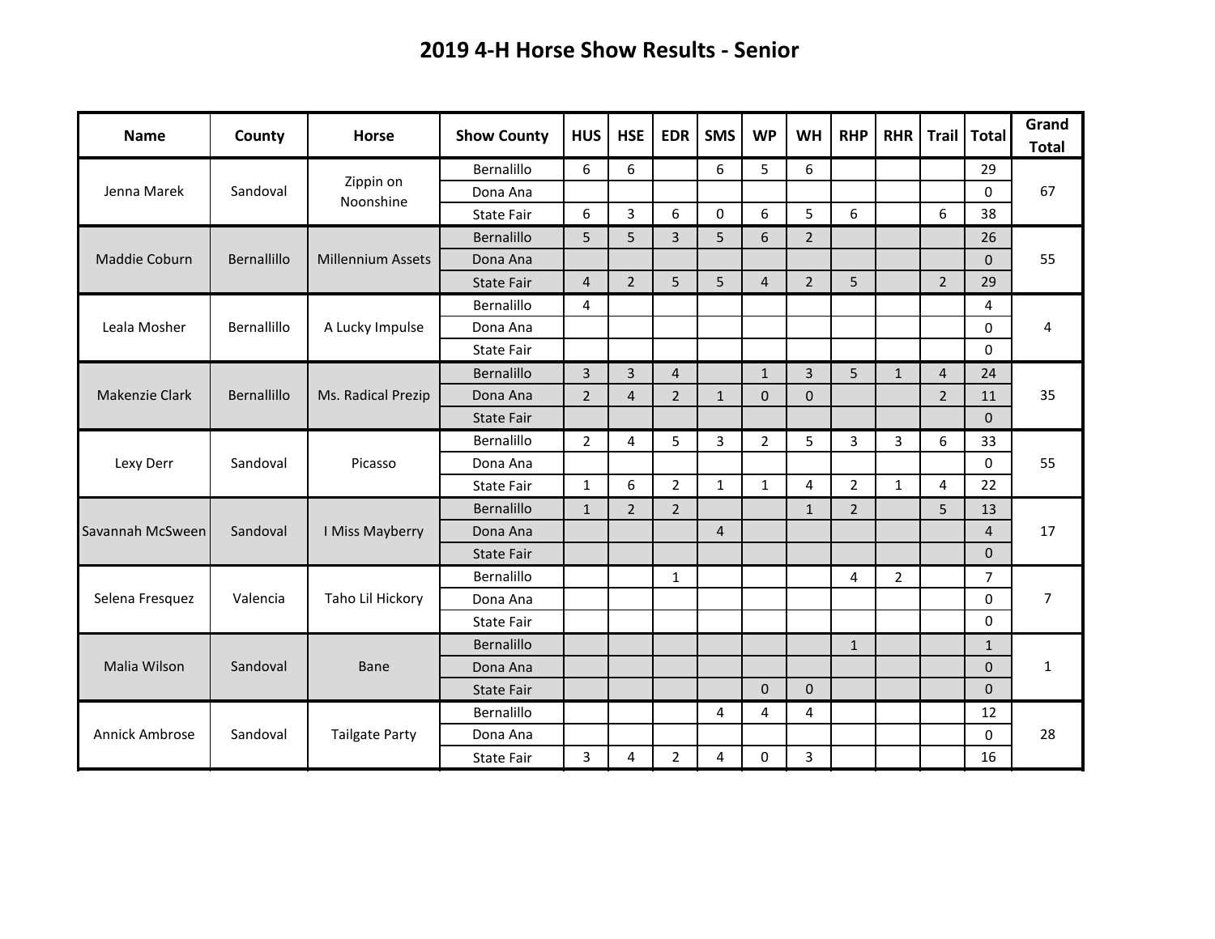# 2019 4-H Horse Show Results - Senior

| Name | County | Horse | Show County | HUS | HSE | EDR | SMS | WP | WH | RHP | RHR | Trail | Total | Grand Total |
|---|---|---|---|---|---|---|---|---|---|---|---|---|---|---|
| Jenna Marek | Sandoval | Zippin on Noonshine | Bernalillo | 6 | 6 | | 6 | 5 | 6 | | | | 29 | 67 |
| | | | Dona Ana | | | | | | | | | | 0 | |
| | | | State Fair | 6 | 3 | 6 | 0 | 6 | 5 | 6 | | 6 | 38 | |
| Maddie Coburn | Bernallillo | Millennium Assets | Bernalillo | 5 | 5 | 3 | 5 | 6 | 2 | | | | 26 | 55 |
| | | | Dona Ana | | | | | | | | | | 0 | |
| | | | State Fair | 4 | 2 | 5 | 5 | 4 | 2 | 5 | | 2 | 29 | |
| Leala Mosher | Bernallillo | A Lucky Impulse | Bernalillo | 4 | | | | | | | | | 4 | 4 |
| | | | Dona Ana | | | | | | | | | | 0 | |
| | | | State Fair | | | | | | | | | | 0 | |
| Makenzie Clark | Bernallillo | Ms. Radical Prezip | Bernalillo | 3 | 3 | 4 | | 1 | 3 | 5 | 1 | 4 | 24 | 35 |
| | | | Dona Ana | 2 | 4 | 2 | 1 | 0 | 0 | | | 2 | 11 | |
| | | | State Fair | | | | | | | | | | 0 | |
| Lexy Derr | Sandoval | Picasso | Bernalillo | 2 | 4 | 5 | 3 | 2 | 5 | 3 | 3 | 6 | 33 | 55 |
| | | | Dona Ana | | | | | | | | | | 0 | |
| | | | State Fair | 1 | 6 | 2 | 1 | 1 | 4 | 2 | 1 | 4 | 22 | |
| Savannah McSween | Sandoval | I Miss Mayberry | Bernalillo | 1 | 2 | 2 | | | 1 | 2 | | 5 | 13 | 17 |
| | | | Dona Ana | | | | 4 | | | | | | 4 | |
| | | | State Fair | | | | | | | | | | 0 | |
| Selena Fresquez | Valencia | Taho Lil Hickory | Bernalillo | | | 1 | | | | 4 | 2 | | 7 | 7 |
| | | | Dona Ana | | | | | | | | | | 0 | |
| | | | State Fair | | | | | | | | | | 0 | |
| Malia Wilson | Sandoval | Bane | Bernalillo | | | | | | | 1 | | | 1 | 1 |
| | | | Dona Ana | | | | | | | | | | 0 | |
| | | | State Fair | | | | | 0 | 0 | | | | 0 | |
| Annick Ambrose | Sandoval | Tailgate Party | Bernalillo | | | | 4 | 4 | 4 | | | | 12 | 28 |
| | | | Dona Ana | | | | | | | | | | 0 | |
| | | | State Fair | 3 | 4 | 2 | 4 | 0 | 3 | | | | 16 | |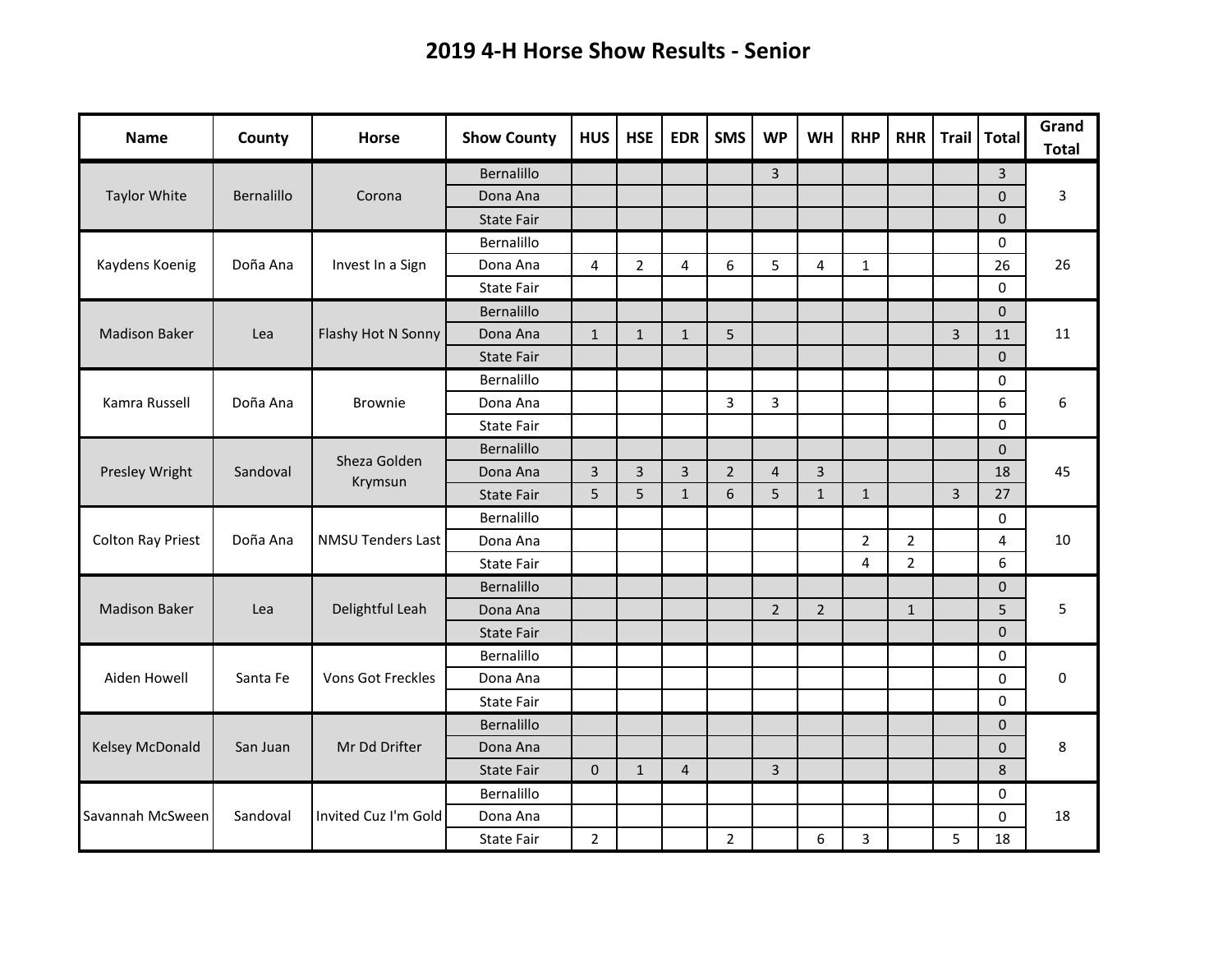# 2019 4-H Horse Show Results - Senior

| Name | County | Horse | Show County | HUS | HSE | EDR | SMS | WP | WH | RHP | RHR | Trail | Total | Grand Total |
|---|---|---|---|---|---|---|---|---|---|---|---|---|---|---|
| Taylor White | Bernalillo | Corona | Bernalillo | | | | | 3 | | | | | 3 | 3 |
| | | | Dona Ana | | | | | | | | | | 0 | |
| | | | State Fair | | | | | | | | | | 0 | |
| Kaydens Koenig | Doña Ana | Invest In a Sign | Bernalillo | | | | | | | | | | 0 | 26 |
| | | | Dona Ana | 4 | 2 | 4 | 6 | 5 | 4 | 1 | | | 26 | |
| | | | State Fair | | | | | | | | | | 0 | |
| Madison Baker | Lea | Flashy Hot N Sonny | Bernalillo | | | | | | | | | | 0 | 11 |
| | | | Dona Ana | 1 | 1 | 1 | 5 | | | | | 3 | 11 | |
| | | | State Fair | | | | | | | | | | 0 | |
| Kamra Russell | Doña Ana | Brownie | Bernalillo | | | | | | | | | | 0 | 6 |
| | | | Dona Ana | | | | 3 | 3 | | | | | 6 | |
| | | | State Fair | | | | | | | | | | 0 | |
| Presley Wright | Sandoval | Sheza Golden Krymsun | Bernalillo | | | | | | | | | | 0 | 45 |
| | | | Dona Ana | 3 | 3 | 3 | 2 | 4 | 3 | | | | 18 | |
| | | | State Fair | 5 | 5 | 1 | 6 | 5 | 1 | 1 | | 3 | 27 | |
| Colton Ray Priest | Doña Ana | NMSU Tenders Last | Bernalillo | | | | | | | | | | 0 | 10 |
| | | | Dona Ana | | | | | | | 2 | 2 | | 4 | |
| | | | State Fair | | | | | | | 4 | 2 | | 6 | |
| Madison Baker | Lea | Delightful Leah | Bernalillo | | | | | | | | | | 0 | 5 |
| | | | Dona Ana | | | | | 2 | 2 | | 1 | | 5 | |
| | | | State Fair | | | | | | | | | | 0 | |
| Aiden Howell | Santa Fe | Vons Got Freckles | Bernalillo | | | | | | | | | | 0 | 0 |
| | | | Dona Ana | | | | | | | | | | 0 | |
| | | | State Fair | | | | | | | | | | 0 | |
| Kelsey McDonald | San Juan | Mr Dd Drifter | Bernalillo | | | | | | | | | | 0 | 8 |
| | | | Dona Ana | | | | | | | | | | 0 | |
| | | | State Fair | 0 | 1 | 4 | | 3 | | | | | 8 | |
| Savannah McSween | Sandoval | Invited Cuz I'm Gold | Bernalillo | | | | | | | | | | 0 | 18 |
| | | | Dona Ana | | | | | | | | | | 0 | |
| | | | State Fair | 2 | | | 2 | | 6 | 3 | | 5 | 18 | |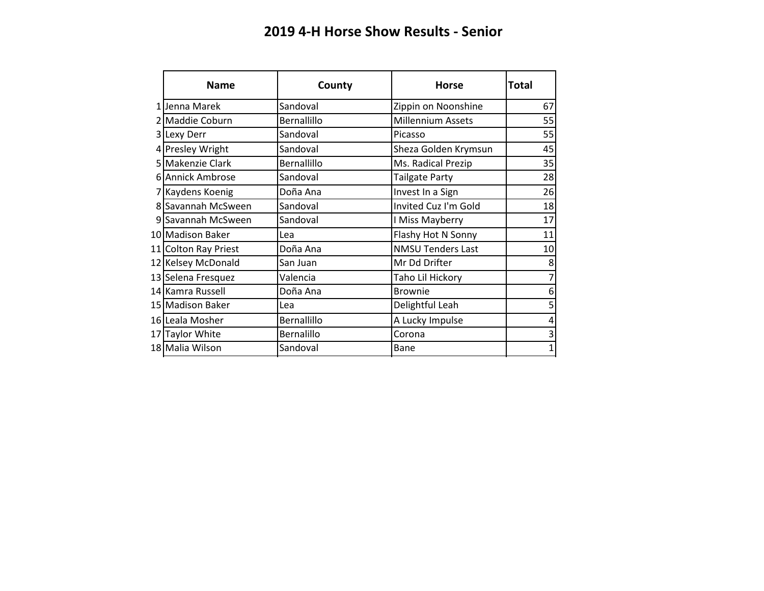# 2019 4-H Horse Show Results - Senior

| | Name | County | Horse | Total |
|---|---|---|---|---|
| 1 | Jenna Marek | Sandoval | Zippin on Noonshine | 67 |
| 2 | Maddie Coburn | Bernallillo | Millennium Assets | 55 |
| 3 | Lexy Derr | Sandoval | Picasso | 55 |
| 4 | Presley Wright | Sandoval | Sheza Golden Krymsun | 45 |
| 5 | Makenzie Clark | Bernallillo | Ms. Radical Prezip | 35 |
| 6 | Annick Ambrose | Sandoval | Tailgate Party | 28 |
| 7 | Kaydens Koenig | Doña Ana | Invest In a Sign | 26 |
| 8 | Savannah McSween | Sandoval | Invited Cuz I'm Gold | 18 |
| 9 | Savannah McSween | Sandoval | I Miss Mayberry | 17 |
| 10 | Madison Baker | Lea | Flashy Hot N Sonny | 11 |
| 11 | Colton Ray Priest | Doña Ana | NMSU Tenders Last | 10 |
| 12 | Kelsey McDonald | San Juan | Mr Dd Drifter | 8 |
| 13 | Selena Fresquez | Valencia | Taho Lil Hickory | 7 |
| 14 | Kamra Russell | Doña Ana | Brownie | 6 |
| 15 | Madison Baker | Lea | Delightful Leah | 5 |
| 16 | Leala Mosher | Bernallillo | A Lucky Impulse | 4 |
| 17 | Taylor White | Bernalillo | Corona | 3 |
| 18 | Malia Wilson | Sandoval | Bane | 1 |